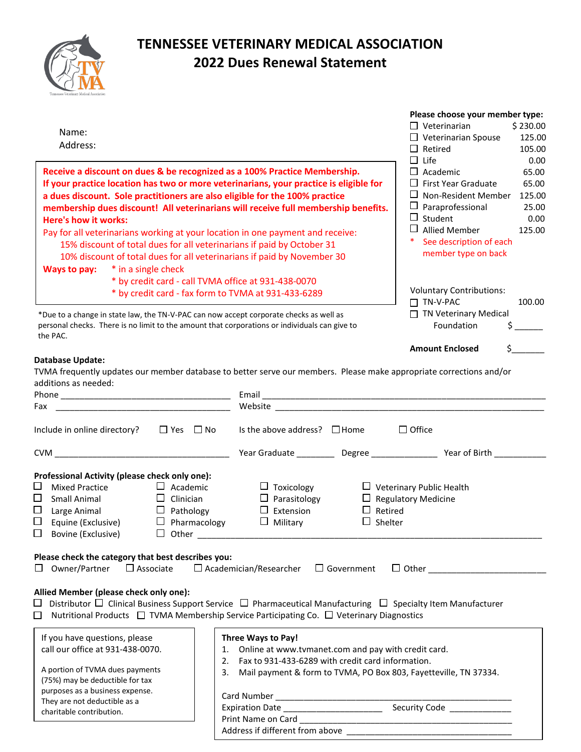# TENNESSEE VETERINARY MEDICAL ASSOCIATION

## 2022 Dues Renewal Statement

Name:

Address:

**Receive a discount on dues & be recognized as a 100% Practice Membership.**
**If your practice location has two or more veterinarians, your practice is eligible for a dues discount. Sole practitioners are also eligible for the 100% practice membership dues discount! All veterinarians will receive full membership benefits.**
**Here's how it works:**

Pay for all veterinarians working at your location in one payment and receive:

- 15% discount of total dues for all veterinarians if paid by October 31
- 10% discount of total dues for all veterinarians if paid by November 30

**Ways to pay:**
- * in a single check
- * by credit card - call TVMA office at 931-438-0070
- * by credit card - fax form to TVMA at 931-433-6289

*Due to a change in state law, the TN-V-PAC can now accept corporate checks as well as personal checks. There is no limit to the amount that corporations or individuals can give to the PAC.

**Please choose your member type:**

| | |
|---|---|
| ☐ Veterinarian | $ 230.00 |
| ☐ Veterinarian Spouse | 125.00 |
| ☐ Retired | 105.00 |
| ☐ Life | 0.00 |
| ☐ Academic | 65.00 |
| ☐ First Year Graduate | 65.00 |
| ☐ Non-Resident Member | 125.00 |
| ☐ Paraprofessional | 25.00 |
| ☐ Student | 0.00 |
| ☐ Allied Member | 125.00 |

* See description of each member type on back

Voluntary Contributions:

- ☐ TN-V-PAC 100.00
- ☐ TN Veterinary Medical Foundation $ ______

**Amount Enclosed** $_______

**Database Update:**

TVMA frequently updates our member database to better serve our members. Please make appropriate corrections and/or additions as needed:

Phone ______________________ Email ______________________

Fax ______________________ Website ______________________

Include in online directory? ☐ Yes ☐ No Is the above address? ☐ Home ☐ Office

CVM ______________________ Year Graduate ________ Degree ______________ Year of Birth ___________

**Professional Activity (please check only one):**

| | | | |
|---|---|---|---|
| ☐ Mixed Practice | ☐ Academic | ☐ Toxicology | ☐ Veterinary Public Health |
| ☐ Small Animal | ☐ Clinician | ☐ Parasitology | ☐ Regulatory Medicine |
| ☐ Large Animal | ☐ Pathology | ☐ Extension | ☐ Retired |
| ☐ Equine (Exclusive) | ☐ Pharmacology | ☐ Military | ☐ Shelter |
| ☐ Bovine (Exclusive) | ☐ Other ______________ | | |

**Please check the category that best describes you:**

☐ Owner/Partner ☐ Associate ☐ Academician/Researcher ☐ Government ☐ Other ______________

**Allied Member (please check only one):**

☐ Distributor ☐ Clinical Business Support Service ☐ Pharmaceutical Manufacturing ☐ Specialty Item Manufacturer
☐ Nutritional Products ☐ TVMA Membership Service Participating Co. ☐ Veterinary Diagnostics

If you have questions, please call our office at 931-438-0070.

A portion of TVMA dues payments (75%) may be deductible for tax purposes as a business expense. They are not deductible as a charitable contribution.

**Three Ways to Pay!**

1. Online at www.tvmanet.com and pay with credit card.
2. Fax to 931-433-6289 with credit card information.
3. Mail payment & form to TVMA, PO Box 803, Fayetteville, TN 37334.

Card Number ______________________

Expiration Date ______________ Security Code ____________

Print Name on Card ______________________

Address if different from above ______________________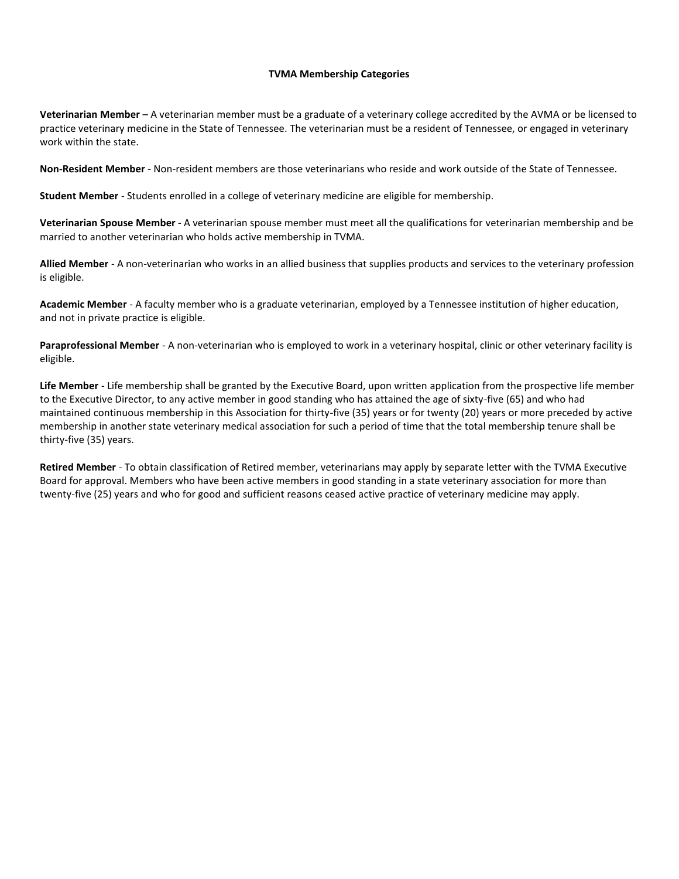# TVMA Membership Categories

**Veterinarian Member** – A veterinarian member must be a graduate of a veterinary college accredited by the AVMA or be licensed to practice veterinary medicine in the State of Tennessee. The veterinarian must be a resident of Tennessee, or engaged in veterinary work within the state.

**Non-Resident Member** - Non-resident members are those veterinarians who reside and work outside of the State of Tennessee.

**Student Member** - Students enrolled in a college of veterinary medicine are eligible for membership.

**Veterinarian Spouse Member** - A veterinarian spouse member must meet all the qualifications for veterinarian membership and be married to another veterinarian who holds active membership in TVMA.

**Allied Member** - A non-veterinarian who works in an allied business that supplies products and services to the veterinary profession is eligible.

**Academic Member** - A faculty member who is a graduate veterinarian, employed by a Tennessee institution of higher education, and not in private practice is eligible.

**Paraprofessional Member** - A non-veterinarian who is employed to work in a veterinary hospital, clinic or other veterinary facility is eligible.

**Life Member** - Life membership shall be granted by the Executive Board, upon written application from the prospective life member to the Executive Director, to any active member in good standing who has attained the age of sixty-five (65) and who had maintained continuous membership in this Association for thirty-five (35) years or for twenty (20) years or more preceded by active membership in another state veterinary medical association for such a period of time that the total membership tenure shall be thirty-five (35) years.

**Retired Member** - To obtain classification of Retired member, veterinarians may apply by separate letter with the TVMA Executive Board for approval. Members who have been active members in good standing in a state veterinary association for more than twenty-five (25) years and who for good and sufficient reasons ceased active practice of veterinary medicine may apply.